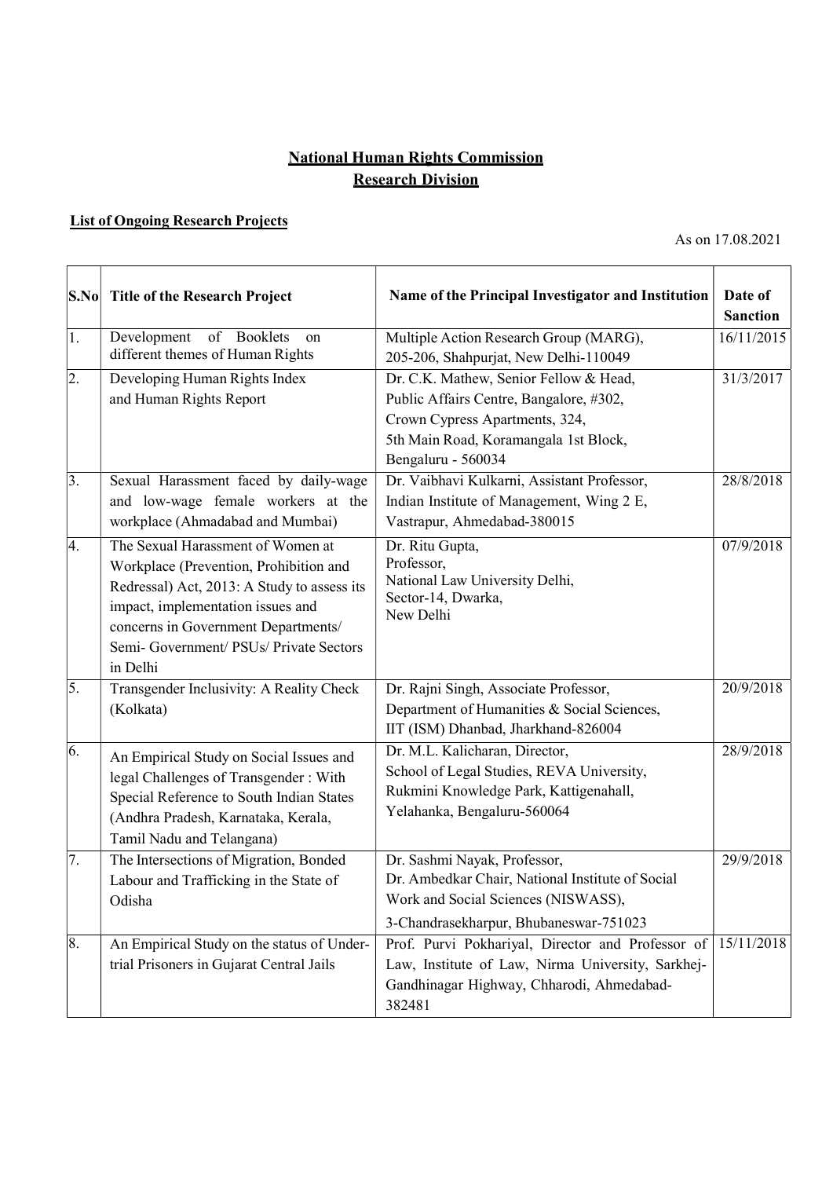# National Human Rights Commission

## Research Division

### List of Ongoing Research Projects

As on 17.08.2021

| S.No | Title of the Research Project | Name of the Principal Investigator and Institution | Date of Sanction |
|---|---|---|---|
| 1. | Development of Booklets on different themes of Human Rights | Multiple Action Research Group (MARG), 205-206, Shahpurjat, New Delhi-110049 | 16/11/2015 |
| 2. | Developing Human Rights Index and Human Rights Report | Dr. C.K. Mathew, Senior Fellow & Head, Public Affairs Centre, Bangalore, #302, Crown Cypress Apartments, 324, 5th Main Road, Koramangala 1st Block, Bengaluru - 560034 | 31/3/2017 |
| 3. | Sexual Harassment faced by daily-wage and low-wage female workers at the workplace (Ahmadabad and Mumbai) | Dr. Vaibhavi Kulkarni, Assistant Professor, Indian Institute of Management, Wing 2 E, Vastrapur, Ahmedabad-380015 | 28/8/2018 |
| 4. | The Sexual Harassment of Women at Workplace (Prevention, Prohibition and Redressal) Act, 2013: A Study to assess its impact, implementation issues and concerns in Government Departments/ Semi- Government/ PSUs/ Private Sectors in Delhi | Dr. Ritu Gupta, Professor, National Law University Delhi, Sector-14, Dwarka, New Delhi | 07/9/2018 |
| 5. | Transgender Inclusivity: A Reality Check (Kolkata) | Dr. Rajni Singh, Associate Professor, Department of Humanities & Social Sciences, IIT (ISM) Dhanbad, Jharkhand-826004 | 20/9/2018 |
| 6. | An Empirical Study on Social Issues and legal Challenges of Transgender : With Special Reference to South Indian States (Andhra Pradesh, Karnataka, Kerala, Tamil Nadu and Telangana) | Dr. M.L. Kalicharan, Director, School of Legal Studies, REVA University, Rukmini Knowledge Park, Kattigenahall, Yelahanka, Bengaluru-560064 | 28/9/2018 |
| 7. | The Intersections of Migration, Bonded Labour and Trafficking in the State of Odisha | Dr. Sashmi Nayak, Professor, Dr. Ambedkar Chair, National Institute of Social Work and Social Sciences (NISWASS), 3-Chandrasekharpur, Bhubaneswar-751023 | 29/9/2018 |
| 8. | An Empirical Study on the status of Under-trial Prisoners in Gujarat Central Jails | Prof. Purvi Pokhariyal, Director and Professor of Law, Institute of Law, Nirma University, Sarkhej-Gandhinagar Highway, Chharodi, Ahmedabad-382481 | 15/11/2018 |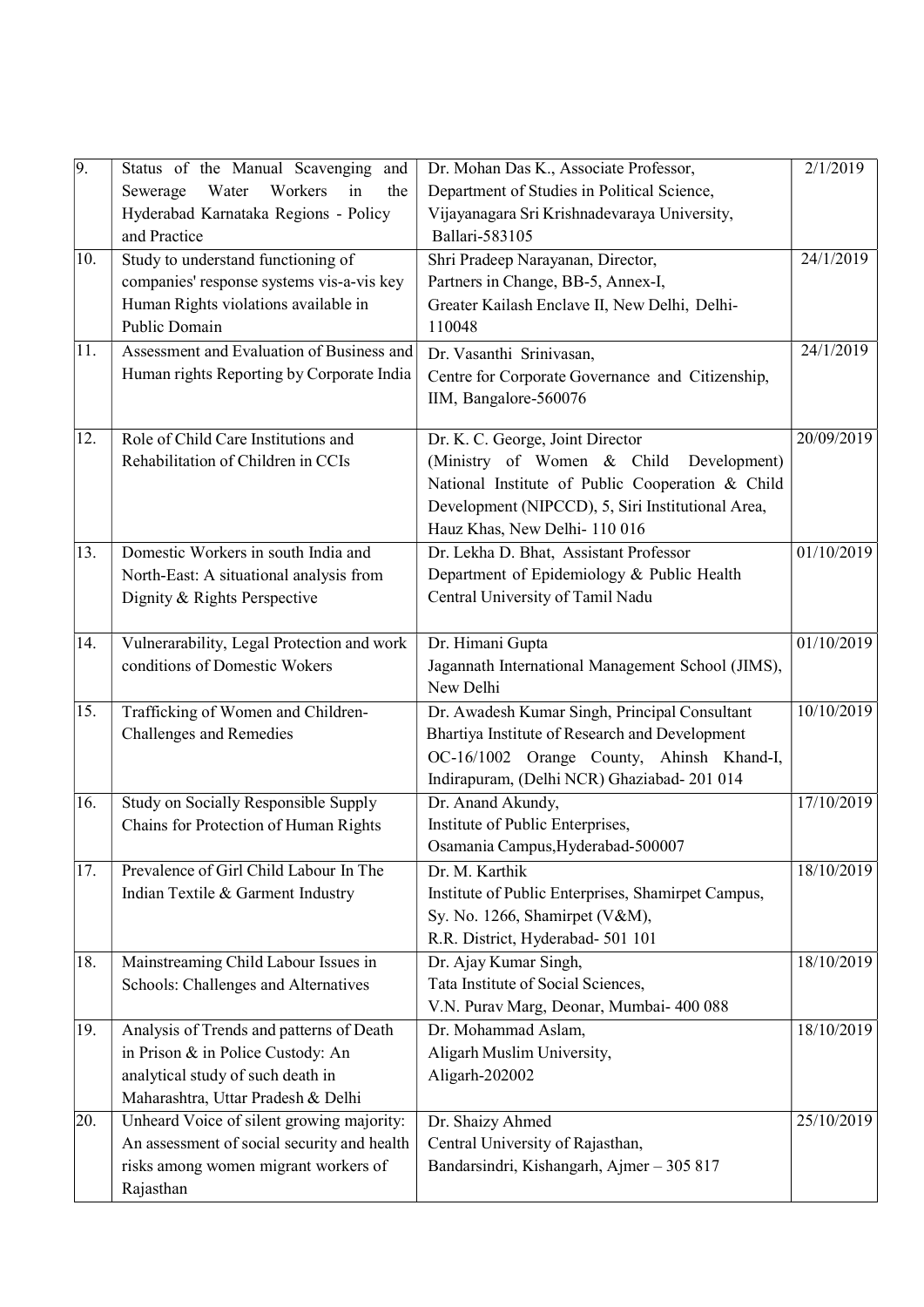| 9. | Status of the Manual Scavenging and Sewerage Water Workers in the Hyderabad Karnataka Regions - Policy and Practice | Dr. Mohan Das K., Associate Professor, Department of Studies in Political Science, Vijayanagara Sri Krishnadevaraya University, Ballari-583105 | 2/1/2019 |
|---|---|---|---|
| 10. | Study to understand functioning of companies' response systems vis-a-vis key Human Rights violations available in Public Domain | Shri Pradeep Narayanan, Director, Partners in Change, BB-5, Annex-I, Greater Kailash Enclave II, New Delhi, Delhi-110048 | 24/1/2019 |
| 11. | Assessment and Evaluation of Business and Human rights Reporting by Corporate India | Dr. Vasanthi Srinivasan, Centre for Corporate Governance and Citizenship, IIM, Bangalore-560076 | 24/1/2019 |
| 12. | Role of Child Care Institutions and Rehabilitation of Children in CCIs | Dr. K. C. George, Joint Director (Ministry of Women & Child Development) National Institute of Public Cooperation & Child Development (NIPCCD), 5, Siri Institutional Area, Hauz Khas, New Delhi- 110 016 | 20/09/2019 |
| 13. | Domestic Workers in south India and North-East: A situational analysis from Dignity & Rights Perspective | Dr. Lekha D. Bhat, Assistant Professor Department of Epidemiology & Public Health Central University of Tamil Nadu | 01/10/2019 |
| 14. | Vulnerarability, Legal Protection and work conditions of Domestic Wokers | Dr. Himani Gupta Jagannath International Management School (JIMS), New Delhi | 01/10/2019 |
| 15. | Trafficking of Women and Children-Challenges and Remedies | Dr. Awadesh Kumar Singh, Principal Consultant Bhartiya Institute of Research and Development OC-16/1002 Orange County, Ahinsh Khand-I, Indirapuram, (Delhi NCR) Ghaziabad- 201 014 | 10/10/2019 |
| 16. | Study on Socially Responsible Supply Chains for Protection of Human Rights | Dr. Anand Akundy, Institute of Public Enterprises, Osamania Campus,Hyderabad-500007 | 17/10/2019 |
| 17. | Prevalence of Girl Child Labour In The Indian Textile & Garment Industry | Dr. M. Karthik Institute of Public Enterprises, Shamirpet Campus, Sy. No. 1266, Shamirpet (V&M), R.R. District, Hyderabad- 501 101 | 18/10/2019 |
| 18. | Mainstreaming Child Labour Issues in Schools: Challenges and Alternatives | Dr. Ajay Kumar Singh, Tata Institute of Social Sciences, V.N. Purav Marg, Deonar, Mumbai- 400 088 | 18/10/2019 |
| 19. | Analysis of Trends and patterns of Death in Prison & in Police Custody: An analytical study of such death in Maharashtra, Uttar Pradesh & Delhi | Dr. Mohammad Aslam, Aligarh Muslim University, Aligarh-202002 | 18/10/2019 |
| 20. | Unheard Voice of silent growing majority: An assessment of social security and health risks among women migrant workers of Rajasthan | Dr. Shaizy Ahmed Central University of Rajasthan, Bandarsindri, Kishangarh, Ajmer – 305 817 | 25/10/2019 |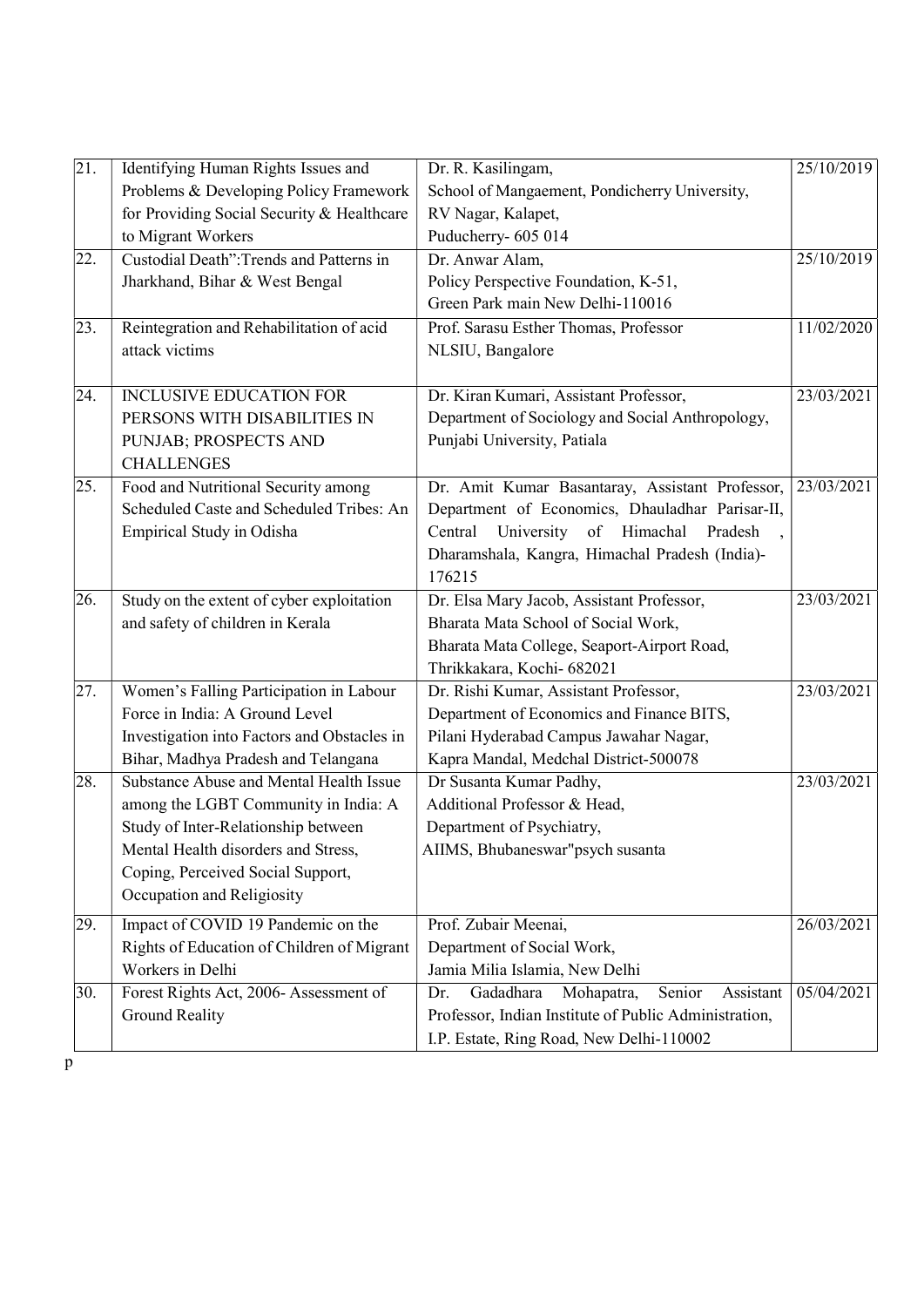| | | | |
|---|---|---|---|
| 21. | Identifying Human Rights Issues and Problems & Developing Policy Framework for Providing Social Security & Healthcare to Migrant Workers | Dr. R. Kasilingam, School of Mangaement, Pondicherry University, RV Nagar, Kalapet, Puducherry- 605 014 | 25/10/2019 |
| 22. | Custodial Death":Trends and Patterns in Jharkhand, Bihar & West Bengal | Dr. Anwar Alam, Policy Perspective Foundation, K-51, Green Park main New Delhi-110016 | 25/10/2019 |
| 23. | Reintegration and Rehabilitation of acid attack victims | Prof. Sarasu Esther Thomas, Professor NLSIU, Bangalore | 11/02/2020 |
| 24. | INCLUSIVE EDUCATION FOR PERSONS WITH DISABILITIES IN PUNJAB; PROSPECTS AND CHALLENGES | Dr. Kiran Kumari, Assistant Professor, Department of Sociology and Social Anthropology, Punjabi University, Patiala | 23/03/2021 |
| 25. | Food and Nutritional Security among Scheduled Caste and Scheduled Tribes: An Empirical Study in Odisha | Dr. Amit Kumar Basantaray, Assistant Professor, Department of Economics, Dhauladhar Parisar-II, Central University of Himachal Pradesh , Dharamshala, Kangra, Himachal Pradesh (India)-176215 | 23/03/2021 |
| 26. | Study on the extent of cyber exploitation and safety of children in Kerala | Dr. Elsa Mary Jacob, Assistant Professor, Bharata Mata School of Social Work, Bharata Mata College, Seaport-Airport Road, Thrikkakara, Kochi- 682021 | 23/03/2021 |
| 27. | Women's Falling Participation in Labour Force in India: A Ground Level Investigation into Factors and Obstacles in Bihar, Madhya Pradesh and Telangana | Dr. Rishi Kumar, Assistant Professor, Department of Economics and Finance BITS, Pilani Hyderabad Campus Jawahar Nagar, Kapra Mandal, Medchal District-500078 | 23/03/2021 |
| 28. | Substance Abuse and Mental Health Issue among the LGBT Community in India: A Study of Inter-Relationship between Mental Health disorders and Stress, Coping, Perceived Social Support, Occupation and Religiosity | Dr Susanta Kumar Padhy, Additional Professor & Head, Department of Psychiatry, AIIMS, Bhubaneswar"psych susanta | 23/03/2021 |
| 29. | Impact of COVID 19 Pandemic on the Rights of Education of Children of Migrant Workers in Delhi | Prof. Zubair Meenai, Department of Social Work, Jamia Milia Islamia, New Delhi | 26/03/2021 |
| 30. | Forest Rights Act, 2006- Assessment of Ground Reality | Dr. Gadadhara Mohapatra, Senior Assistant Professor, Indian Institute of Public Administration, I.P. Estate, Ring Road, New Delhi-110002 | 05/04/2021 |

p